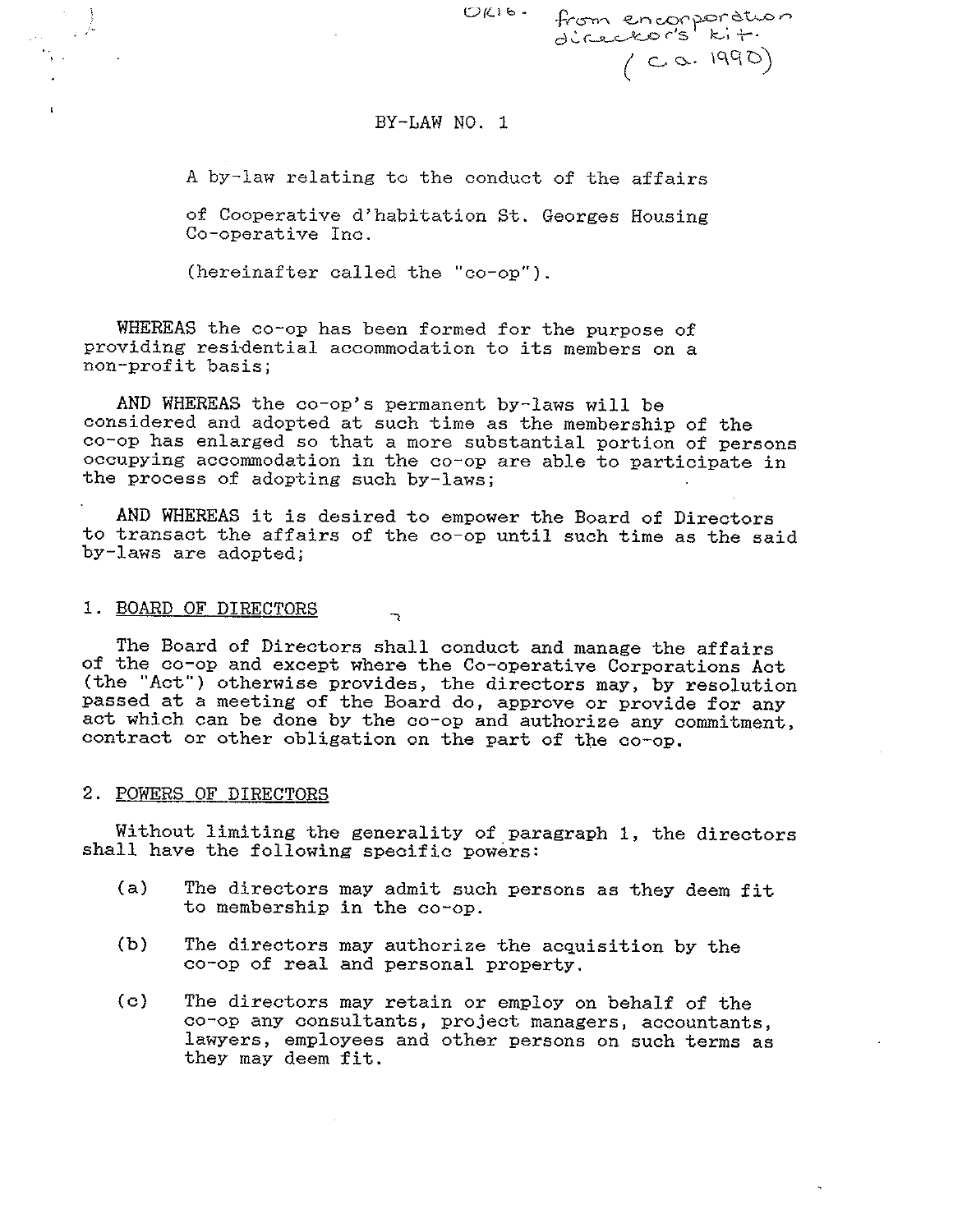OKIb. from encorporation director's kit. (ca. 1990)

# BY-LAW NO. 1

A by-law relating to the conduct of the affairs of Cooperative d'habitation St. Georges Housing Co-operative Inc.

(hereinafter called the "co-op").

WHEREAS the co-op has been formed for the purpose of providing residential accommodation to its members on a non-profit basis;

AND WHEREAS the co-op's permanent by-laws will be considered and adopted at such time as the membership of the co-op has enlarged so that a more substantial portion of persons occupying accommodation in the co-op are able to participate in the process of adopting such by-laws;

AND WHEREAS it is desired to empower the Board of Directors to transact the affairs of the co-op until such time as the said by-laws are adopted;

## 1. BOARD OF DIRECTORS

The Board of Directors shall conduct and manage the affairs of the co-op and except where the Co-operative Corporations Act (the "Act") otherwise provides, the directors may, by resolution passed at a meeting of the Board do, approve or provide for any act which can be done by the co-op and authorize any commitment, contract or other obligation on the part of the co-op.

## 2. POWERS OF DIRECTORS

Without limiting the generality of paragraph 1, the directors shall have the following specific powers:

(a) The directors may admit such persons as they deem fit to membership in the co-op.

(b) The directors may authorize the acquisition by the co-op of real and personal property.

(c) The directors may retain or employ on behalf of the co-op any consultants, project managers, accountants, lawyers, employees and other persons on such terms as they may deem fit.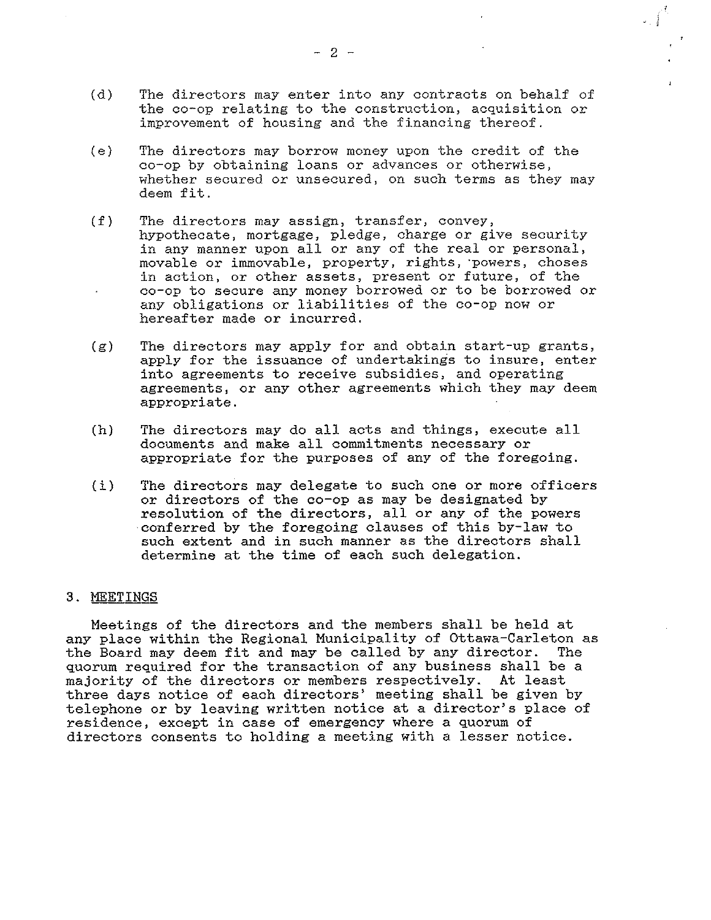(d) The directors may enter into any contracts on behalf of the co-op relating to the construction, acquisition or improvement of housing and the financing thereof.

(e) The directors may borrow money upon the credit of the co-op by obtaining loans or advances or otherwise, whether secured or unsecured, on such terms as they may deem fit.

(f) The directors may assign, transfer, convey, hypothecate, mortgage, pledge, charge or give security in any manner upon all or any of the real or personal, movable or immovable, property, rights, powers, choses in action, or other assets, present or future, of the co-op to secure any money borrowed or to be borrowed or any obligations or liabilities of the co-op now or hereafter made or incurred.

(g) The directors may apply for and obtain start-up grants, apply for the issuance of undertakings to insure, enter into agreements to receive subsidies, and operating agreements, or any other agreements which they may deem appropriate.

(h) The directors may do all acts and things, execute all documents and make all commitments necessary or appropriate for the purposes of any of the foregoing.

(i) The directors may delegate to such one or more officers or directors of the co-op as may be designated by resolution of the directors, all or any of the powers conferred by the foregoing clauses of this by-law to such extent and in such manner as the directors shall determine at the time of each such delegation.

3. MEETINGS

Meetings of the directors and the members shall be held at any place within the Regional Municipality of Ottawa-Carleton as the Board may deem fit and may be called by any director. The quorum required for the transaction of any business shall be a majority of the directors or members respectively. At least three days notice of each directors' meeting shall be given by telephone or by leaving written notice at a director's place of residence, except in case of emergency where a quorum of directors consents to holding a meeting with a lesser notice.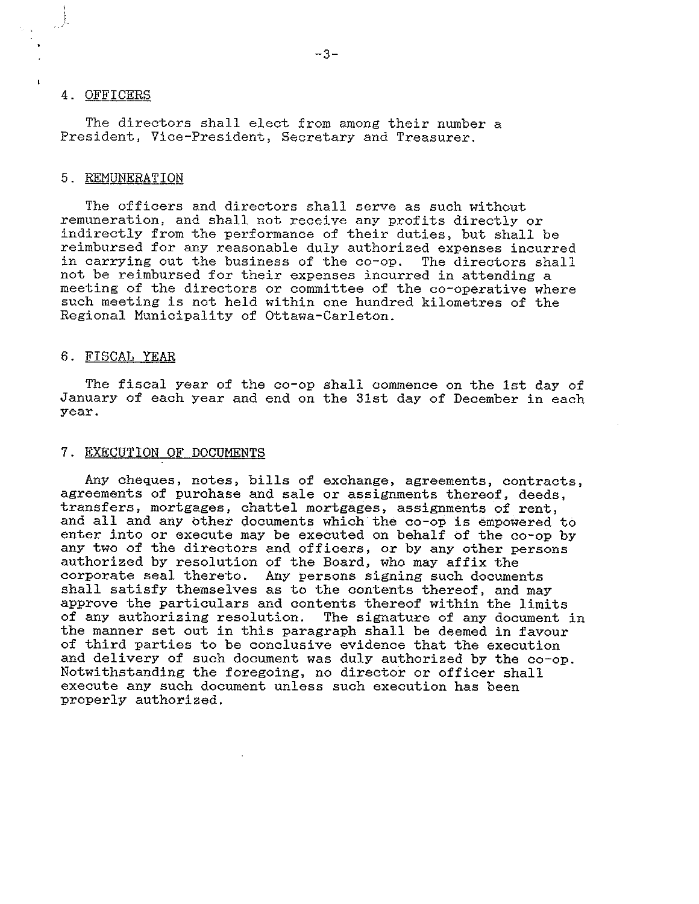## 4. OFFICERS

The directors shall elect from among their number a President, Vice-President, Secretary and Treasurer.

## 5. REMUNERATION

The officers and directors shall serve as such without remuneration, and shall not receive any profits directly or indirectly from the performance of their duties, but shall be reimbursed for any reasonable duly authorized expenses incurred in carrying out the business of the co-op. The directors shall not be reimbursed for their expenses incurred in attending a meeting of the directors or committee of the co-operative where such meeting is not held within one hundred kilometres of the Regional Municipality of Ottawa-Carleton.

## 6. FISCAL YEAR

The fiscal year of the co-op shall commence on the 1st day of January of each year and end on the 31st day of December in each year.

## 7. EXECUTION OF DOCUMENTS

Any cheques, notes, bills of exchange, agreements, contracts, agreements of purchase and sale or assignments thereof, deeds, transfers, mortgages, chattel mortgages, assignments of rent, and all and any other documents which the co-op is empowered to enter into or execute may be executed on behalf of the co-op by any two of the directors and officers, or by any other persons authorized by resolution of the Board, who may affix the corporate seal thereto. Any persons signing such documents shall satisfy themselves as to the contents thereof, and may approve the particulars and contents thereof within the limits of any authorizing resolution. The signature of any document in the manner set out in this paragraph shall be deemed in favour of third parties to be conclusive evidence that the execution and delivery of such document was duly authorized by the co-op. Notwithstanding the foregoing, no director or officer shall execute any such document unless such execution has been properly authorized.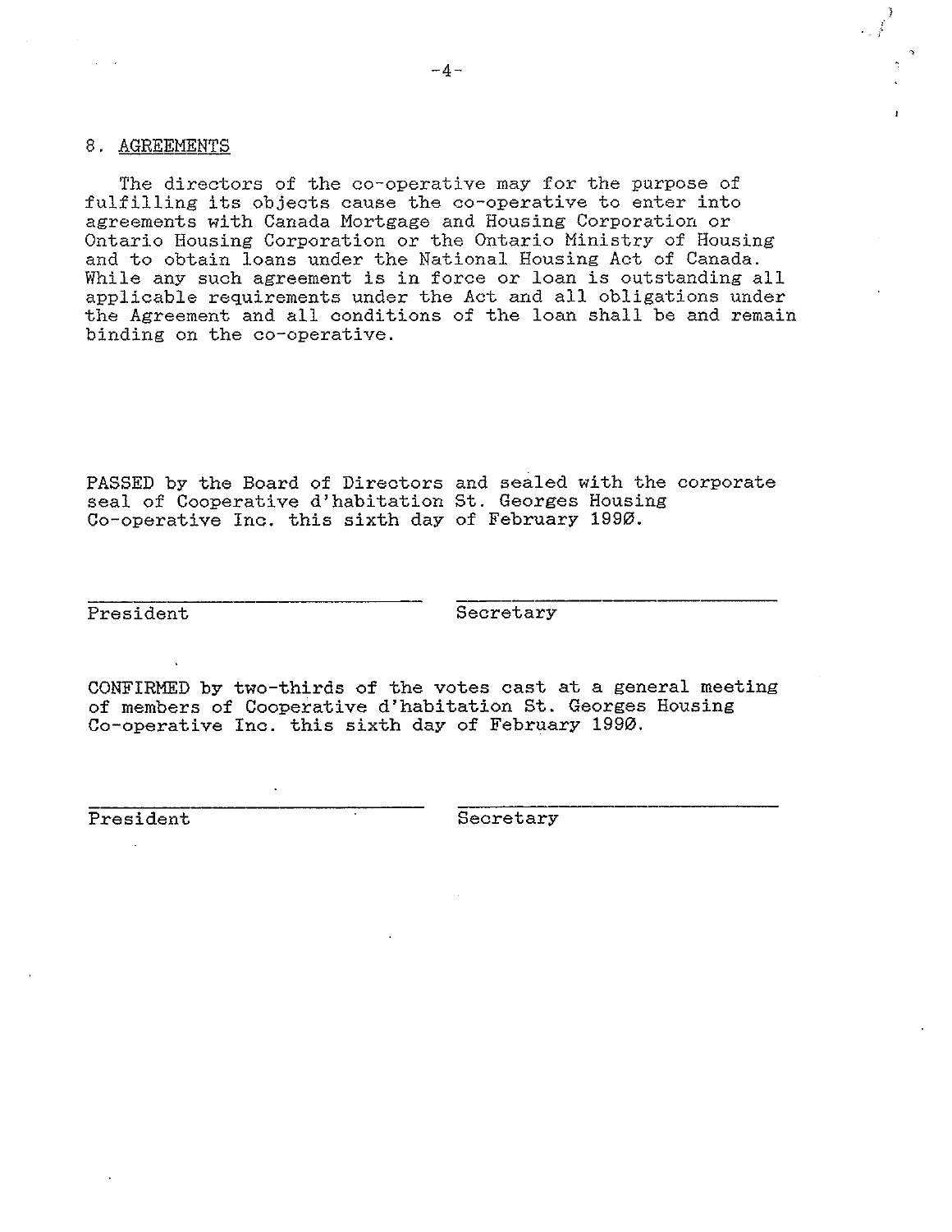## 8. AGREEMENTS

The directors of the co-operative may for the purpose of fulfilling its objects cause the co-operative to enter into agreements with Canada Mortgage and Housing Corporation or Ontario Housing Corporation or the Ontario Ministry of Housing and to obtain loans under the National Housing Act of Canada. While any such agreement is in force or loan is outstanding all applicable requirements under the Act and all obligations under the Agreement and all conditions of the loan shall be and remain binding on the co-operative.

PASSED by the Board of Directors and sealed with the corporate seal of Cooperative d'habitation St. Georges Housing Co-operative Inc. this sixth day of February 1990.

\_\_\_\_\_\_\_\_\_\_\_\_\_\_\_\_\_\_\_\_\_\_\_\_\_\_\_\_ \_\_\_\_\_\_\_\_\_\_\_\_\_\_\_\_\_\_\_\_\_\_\_\_\_\_\_\_

President Secretary

CONFIRMED by two-thirds of the votes cast at a general meeting of members of Cooperative d'habitation St. Georges Housing Co-operative Inc. this sixth day of February 1990.

\_\_\_\_\_\_\_\_\_\_\_\_\_\_\_\_\_\_\_\_\_\_\_\_\_\_\_\_ \_\_\_\_\_\_\_\_\_\_\_\_\_\_\_\_\_\_\_\_\_\_\_\_\_\_\_\_

President Secretary